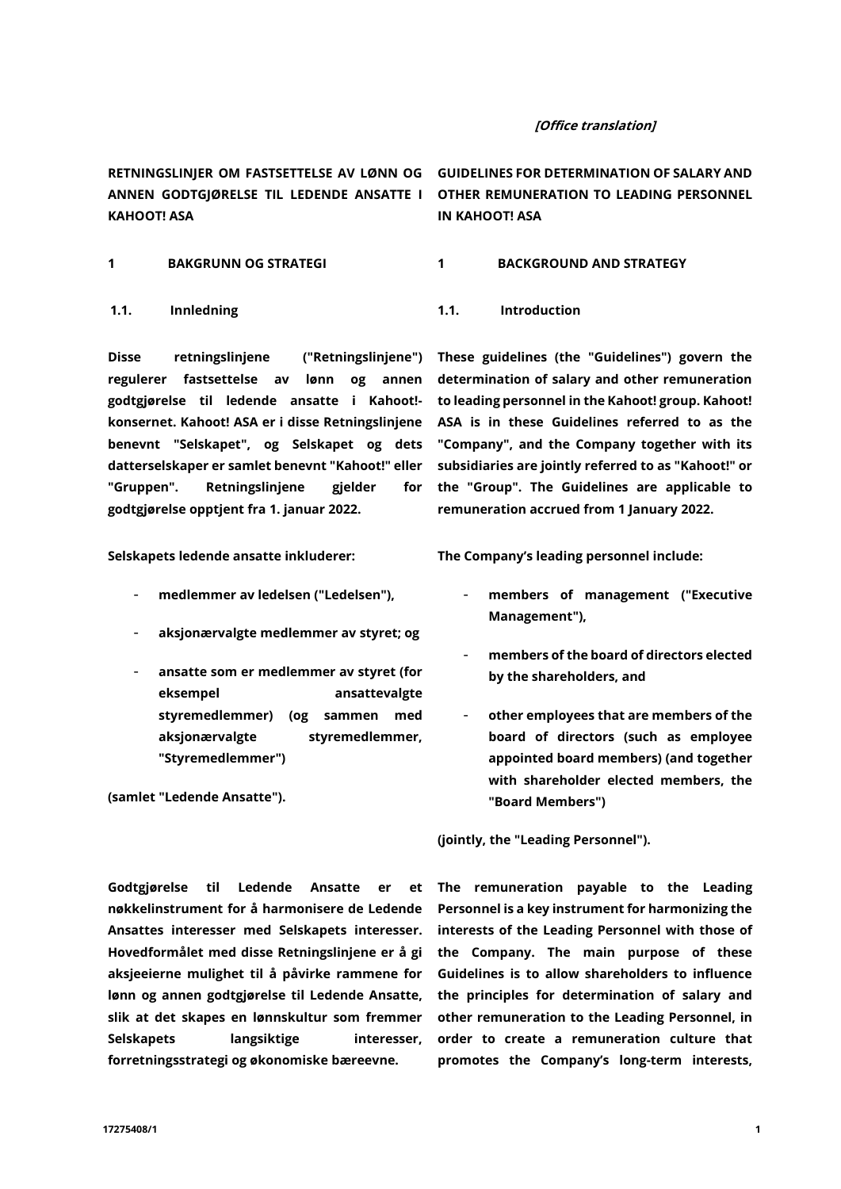*[Office translation]*

**RETNINGSLINJER OM FASTSETTELSE AV LØNN OG ANNEN GODTGJØRELSE TIL LEDENDE ANSATTE I KAHOOT! ASA**

**GUIDELINES FOR DETERMINATION OF SALARY AND OTHER REMUNERATION TO LEADING PERSONNEL IN KAHOOT! ASA**

## 1 BAKGRUNN OG STRATEGI

## 1 BACKGROUND AND STRATEGY

### 1.1. Innledning

### 1.1. Introduction

**Disse retningslinjene ("Retningslinjene") regulerer fastsettelse av lønn og annen godtgjørelse til ledende ansatte i Kahoot!-konsernet. Kahoot! ASA er i disse Retningslinjene benevnt "Selskapet", og Selskapet og dets datterselskaper er samlet benevnt "Kahoot!" eller "Gruppen". Retningslinjene gjelder for godtgjørelse opptjent fra 1. januar 2022.**

**These guidelines (the "Guidelines") govern the determination of salary and other remuneration to leading personnel in the Kahoot! group. Kahoot! ASA is in these Guidelines referred to as the "Company", and the Company together with its subsidiaries are jointly referred to as "Kahoot!" or the "Group". The Guidelines are applicable to remuneration accrued from 1 January 2022.**

**Selskapets ledende ansatte inkluderer:**

- **medlemmer av ledelsen ("Ledelsen"),**
- **aksjonærvalgte medlemmer av styret; og**
- **ansatte som er medlemmer av styret (for eksempel ansattevalgte styremedlemmer) (og sammen med aksjonærvalgte styremedlemmer, "Styremedlemmer")**

**(samlet "Ledende Ansatte").**

**The Company's leading personnel include:**

- **members of management ("Executive Management"),**
- **members of the board of directors elected by the shareholders, and**
- **other employees that are members of the board of directors (such as employee appointed board members) (and together with shareholder elected members, the "Board Members")**

**(jointly, the "Leading Personnel").**

**Godtgjørelse til Ledende Ansatte er et nøkkelinstrument for å harmonisere de Ledende Ansattes interesser med Selskapets interesser. Hovedformålet med disse Retningslinjene er å gi aksjeeierne mulighet til å påvirke rammene for lønn og annen godtgjørelse til Ledende Ansatte, slik at det skapes en lønnskultur som fremmer Selskapets langsiktige interesser, forretningsstrategi og økonomiske bæreevne.**

**The remuneration payable to the Leading Personnel is a key instrument for harmonizing the interests of the Leading Personnel with those of the Company. The main purpose of these Guidelines is to allow shareholders to influence the principles for determination of salary and other remuneration to the Leading Personnel, in order to create a remuneration culture that promotes the Company's long-term interests,**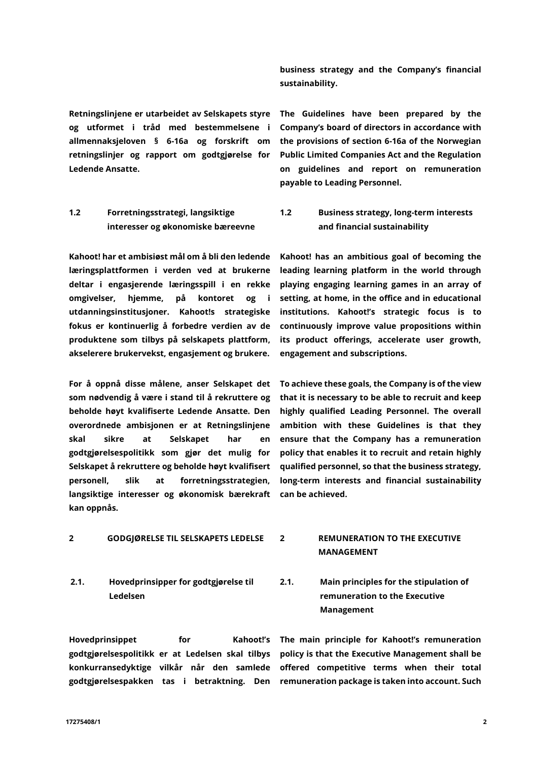business strategy and the Company's financial sustainability.

Retningslinjene er utarbeidet av Selskapets styre og utformet i tråd med bestemmelsene i allmennaksjeloven § 6-16a og forskrift om retningslinjer og rapport om godtgjørelse for Ledende Ansatte.

The Guidelines have been prepared by the Company's board of directors in accordance with the provisions of section 6-16a of the Norwegian Public Limited Companies Act and the Regulation on guidelines and report on remuneration payable to Leading Personnel.

### 1.2 Forretningsstrategi, langsiktige interesser og økonomiske bæreevne

### 1.2 Business strategy, long-term interests and financial sustainability

Kahoot! har et ambisiøst mål om å bli den ledende læringsplattformen i verden ved at brukerne deltar i engasjerende læringsspill i en rekke omgivelser, hjemme, på kontoret og i utdanningsinstitusjoner. Kahoot!s strategiske fokus er kontinuerlig å forbedre verdien av de produktene som tilbys på selskapets plattform, akselerere brukervekst, engasjement og brukere.

Kahoot! has an ambitious goal of becoming the leading learning platform in the world through playing engaging learning games in an array of setting, at home, in the office and in educational institutions. Kahoot!'s strategic focus is to continuously improve value propositions within its product offerings, accelerate user growth, engagement and subscriptions.

For å oppnå disse målene, anser Selskapet det som nødvendig å være i stand til å rekruttere og beholde høyt kvalifiserte Ledende Ansatte. Den overordnede ambisjonen er at Retningslinjene skal sikre at Selskapet har en godtgjørelsespolitikk som gjør det mulig for Selskapet å rekruttere og beholde høyt kvalifisert personell, slik at forretningsstrategien, langsiktige interesser og økonomisk bærekraft kan oppnås.

To achieve these goals, the Company is of the view that it is necessary to be able to recruit and keep highly qualified Leading Personnel. The overall ambition with these Guidelines is that they ensure that the Company has a remuneration policy that enables it to recruit and retain highly qualified personnel, so that the business strategy, long-term interests and financial sustainability can be achieved.

## 2 GODGJØRELSE TIL SELSKAPETS LEDELSE

## 2 REMUNERATION TO THE EXECUTIVE MANAGEMENT

### 2.1. Hovedprinsipper for godtgjørelse til Ledelsen

### 2.1. Main principles for the stipulation of remuneration to the Executive Management

Hovedprinsippet for Kahoot!'s godtgjørelsespolitikk er at Ledelsen skal tilbys konkurransedyktige vilkår når den samlede godtgjørelsespakken tas i betraktning. Den

The main principle for Kahoot!'s remuneration policy is that the Executive Management shall be offered competitive terms when their total remuneration package is taken into account. Such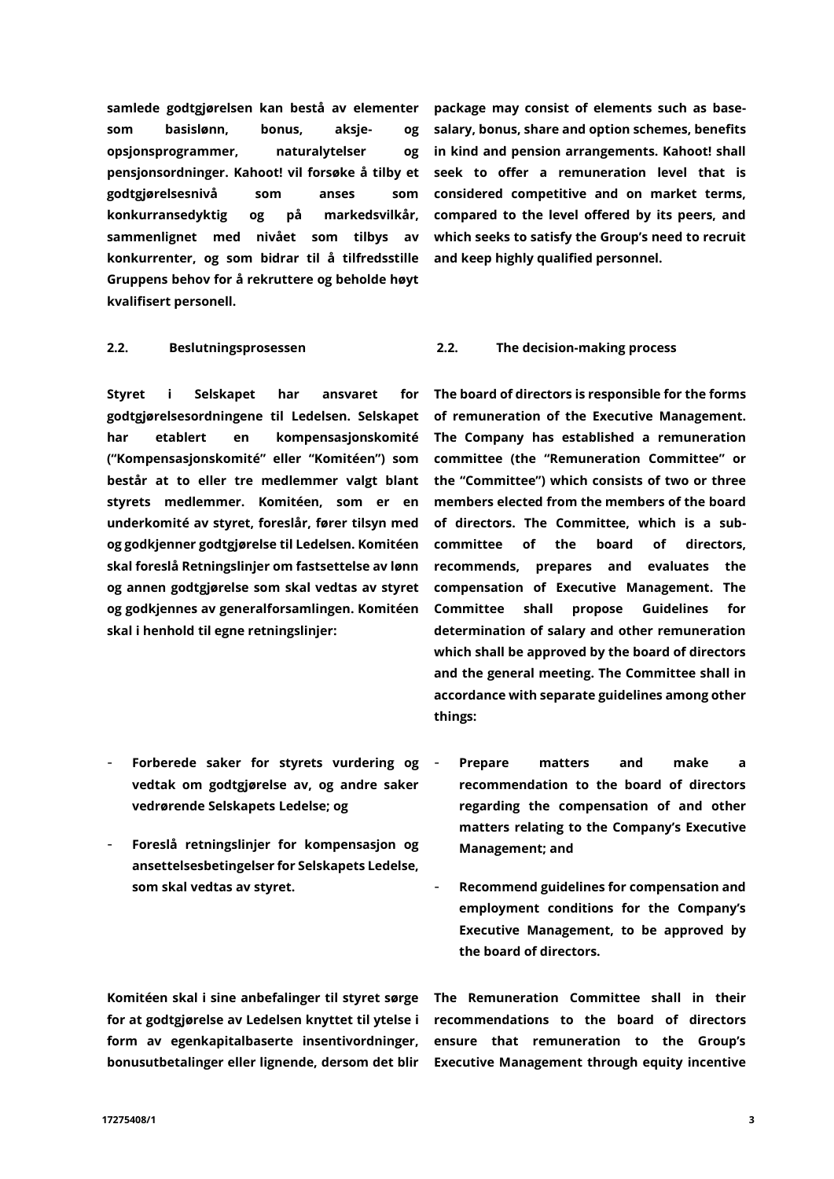**samlede godtgjørelsen kan bestå av elementer som basislønn, bonus, aksje- og opsjonsprogrammer, naturalytelser og pensjonsordninger. Kahoot! vil forsøke å tilby et godtgjørelsesnivå som anses som konkurransedyktig og på markedsvilkår, sammenlignet med nivået som tilbys av konkurrenter, og som bidrar til å tilfredsstille Gruppens behov for å rekruttere og beholde høyt kvalifisert personell.**

**package may consist of elements such as base-salary, bonus, share and option schemes, benefits in kind and pension arrangements. Kahoot! shall seek to offer a remuneration level that is considered competitive and on market terms, compared to the level offered by its peers, and which seeks to satisfy the Group's need to recruit and keep highly qualified personnel.**

**2.2. Beslutningsprosessen**

**2.2. The decision-making process**

**Styret i Selskapet har ansvaret for godtgjørelsesordningene til Ledelsen. Selskapet har etablert en kompensasjonskomité ("Kompensasjonskomité" eller "Komitéen") som består at to eller tre medlemmer valgt blant styrets medlemmer. Komitéen, som er en underkomité av styret, foreslår, fører tilsyn med og godkjenner godtgjørelse til Ledelsen. Komitéen skal foreslå Retningslinjer om fastsettelse av lønn og annen godtgjørelse som skal vedtas av styret og godkjennes av generalforsamlingen. Komitéen skal i henhold til egne retningslinjer:**

- **Forberede saker for styrets vurdering og vedtak om godtgjørelse av, og andre saker vedrørende Selskapets Ledelse; og**
- **Foreslå retningslinjer for kompensasjon og ansettelsesbetingelser for Selskapets Ledelse, som skal vedtas av styret.**

**The board of directors is responsible for the forms of remuneration of the Executive Management. The Company has established a remuneration committee (the "Remuneration Committee" or the "Committee") which consists of two or three members elected from the members of the board of directors. The Committee, which is a sub-committee of the board of directors, recommends, prepares and evaluates the compensation of Executive Management. The Committee shall propose Guidelines for determination of salary and other remuneration which shall be approved by the board of directors and the general meeting. The Committee shall in accordance with separate guidelines among other things:**

- **Prepare matters and make a recommendation to the board of directors regarding the compensation of and other matters relating to the Company's Executive Management; and**
- **Recommend guidelines for compensation and employment conditions for the Company's Executive Management, to be approved by the board of directors.**

**Komitéen skal i sine anbefalinger til styret sørge for at godtgjørelse av Ledelsen knyttet til ytelse i form av egenkapitalbaserte insentivordninger, bonusutbetalinger eller lignende, dersom det blir**

**The Remuneration Committee shall in their recommendations to the board of directors ensure that remuneration to the Group's Executive Management through equity incentive**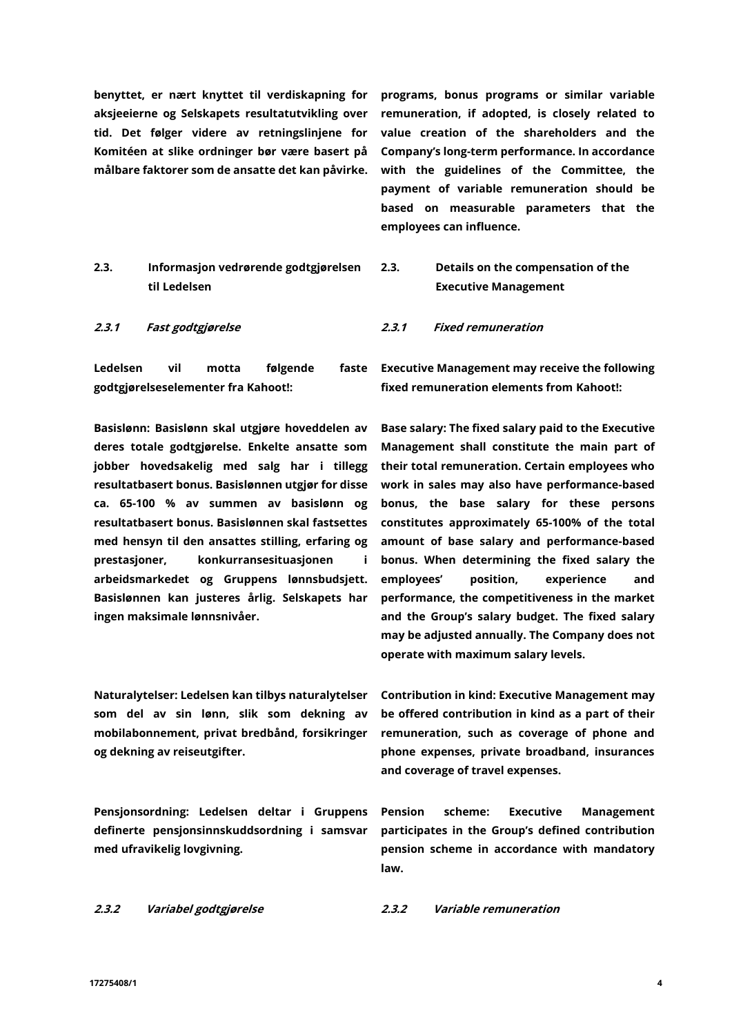**benyttet, er nært knyttet til verdiskapning for aksjeeierne og Selskapets resultatutvikling over tid. Det følger videre av retningslinjene for Komitéen at slike ordninger bør være basert på målbare faktorer som de ansatte det kan påvirke.**

**programs, bonus programs or similar variable remuneration, if adopted, is closely related to value creation of the shareholders and the Company's long-term performance. In accordance with the guidelines of the Committee, the payment of variable remuneration should be based on measurable parameters that the employees can influence.**

### 2.3. Informasjon vedrørende godtgjørelsen til Ledelsen

### 2.3. Details on the compensation of the Executive Management

#### *2.3.1 Fast godtgjørelse*

#### *2.3.1 Fixed remuneration*

**Ledelsen vil motta følgende faste godtgjørelseselementer fra Kahoot!:**

**Executive Management may receive the following fixed remuneration elements from Kahoot!:**

**Basislønn: Basislønn skal utgjøre hoveddelen av deres totale godtgjørelse. Enkelte ansatte som jobber hovedsakelig med salg har i tillegg resultatbasert bonus. Basislønnen utgjør for disse ca. 65-100 % av summen av basislønn og resultatbasert bonus. Basislønnen skal fastsettes med hensyn til den ansattes stilling, erfaring og prestasjoner, konkurransesituasjonen i arbeidsmarkedet og Gruppens lønnsbudsjett. Basislønnen kan justeres årlig. Selskapets har ingen maksimale lønnsnivåer.**

**Base salary: The fixed salary paid to the Executive Management shall constitute the main part of their total remuneration. Certain employees who work in sales may also have performance-based bonus, the base salary for these persons constitutes approximately 65-100% of the total amount of base salary and performance-based bonus. When determining the fixed salary the employees' position, experience and performance, the competitiveness in the market and the Group's salary budget. The fixed salary may be adjusted annually. The Company does not operate with maximum salary levels.**

**Naturalytelser: Ledelsen kan tilbys naturalytelser som del av sin lønn, slik som dekning av mobilabonnement, privat bredbånd, forsikringer og dekning av reiseutgifter.**

**Contribution in kind: Executive Management may be offered contribution in kind as a part of their remuneration, such as coverage of phone and phone expenses, private broadband, insurances and coverage of travel expenses.**

**Pensjonsordning: Ledelsen deltar i Gruppens definerte pensjonsinnskuddsordning i samsvar med ufravikelig lovgivning.**

**Pension scheme: Executive Management participates in the Group's defined contribution pension scheme in accordance with mandatory law.**

#### *2.3.2 Variabel godtgjørelse*

#### *2.3.2 Variable remuneration*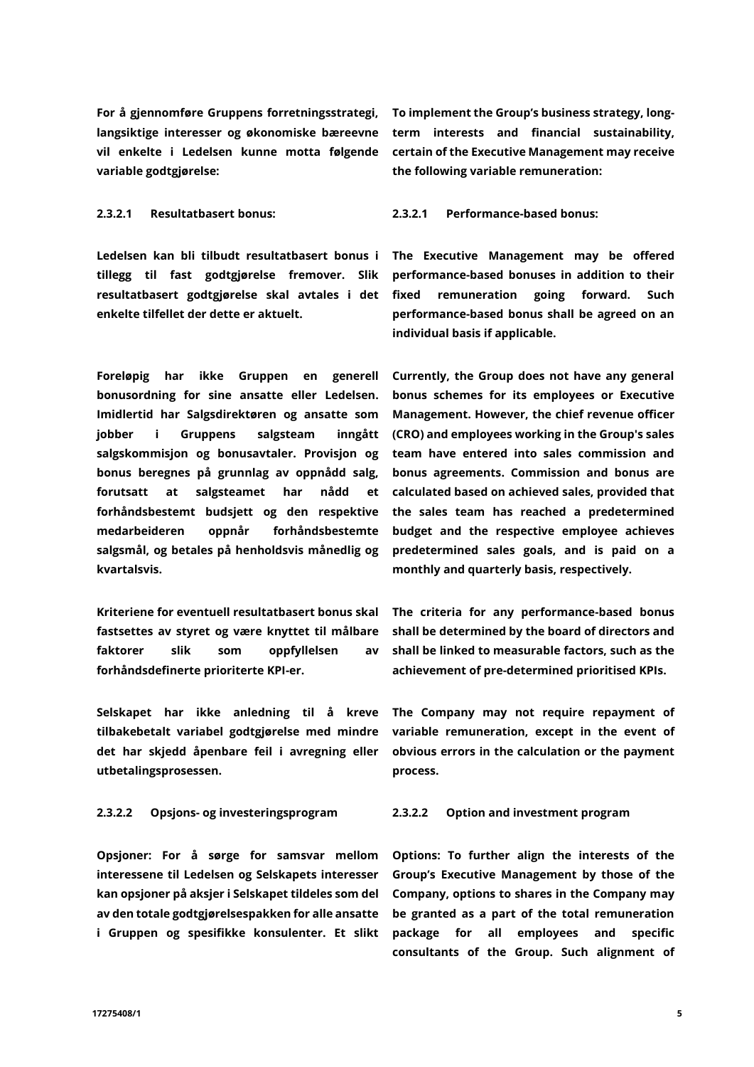**For å gjennomføre Gruppens forretningsstrategi, langsiktige interesser og økonomiske bæreevne vil enkelte i Ledelsen kunne motta følgende variable godtgjørelse:**

**To implement the Group's business strategy, long-term interests and financial sustainability, certain of the Executive Management may receive the following variable remuneration:**

**2.3.2.1 Resultatbasert bonus:**

**2.3.2.1 Performance-based bonus:**

**Ledelsen kan bli tilbudt resultatbasert bonus i tillegg til fast godtgjørelse fremover. Slik resultatbasert godtgjørelse skal avtales i det enkelte tilfellet der dette er aktuelt.**

**The Executive Management may be offered performance-based bonuses in addition to their fixed remuneration going forward. Such performance-based bonus shall be agreed on an individual basis if applicable.**

**Foreløpig har ikke Gruppen en generell bonusordning for sine ansatte eller Ledelsen. Imidlertid har Salgsdirektøren og ansatte som jobber i Gruppens salgsteam inngått salgskommisjon og bonusavtaler. Provisjon og bonus beregnes på grunnlag av oppnådd salg, forutsatt at salgsteamet har nådd et forhåndsbestemt budsjett og den respektive medarbeideren oppnår forhåndsbestemte salgsmål, og betales på henholdsvis månedlig og kvartalsvis.**

**Currently, the Group does not have any general bonus schemes for its employees or Executive Management. However, the chief revenue officer (CRO) and employees working in the Group's sales team have entered into sales commission and bonus agreements. Commission and bonus are calculated based on achieved sales, provided that the sales team has reached a predetermined budget and the respective employee achieves predetermined sales goals, and is paid on a monthly and quarterly basis, respectively.**

**Kriteriene for eventuell resultatbasert bonus skal fastsettes av styret og være knyttet til målbare faktorer slik som oppfyllelsen av forhåndsdefinerte prioriterte KPI-er.**

**The criteria for any performance-based bonus shall be determined by the board of directors and shall be linked to measurable factors, such as the achievement of pre-determined prioritised KPIs.**

**Selskapet har ikke anledning til å kreve tilbakebetalt variabel godtgjørelse med mindre det har skjedd åpenbare feil i avregning eller utbetalingsprosessen.**

**The Company may not require repayment of variable remuneration, except in the event of obvious errors in the calculation or the payment process.**

**2.3.2.2 Opsjons- og investeringsprogram**

**2.3.2.2 Option and investment program**

**Opsjoner: For å sørge for samsvar mellom interessene til Ledelsen og Selskapets interesser kan opsjoner på aksjer i Selskapet tildeles som del av den totale godtgjørelsespakken for alle ansatte i Gruppen og spesifikke konsulenter. Et slikt**

**Options: To further align the interests of the Group's Executive Management by those of the Company, options to shares in the Company may be granted as a part of the total remuneration package for all employees and specific consultants of the Group. Such alignment of**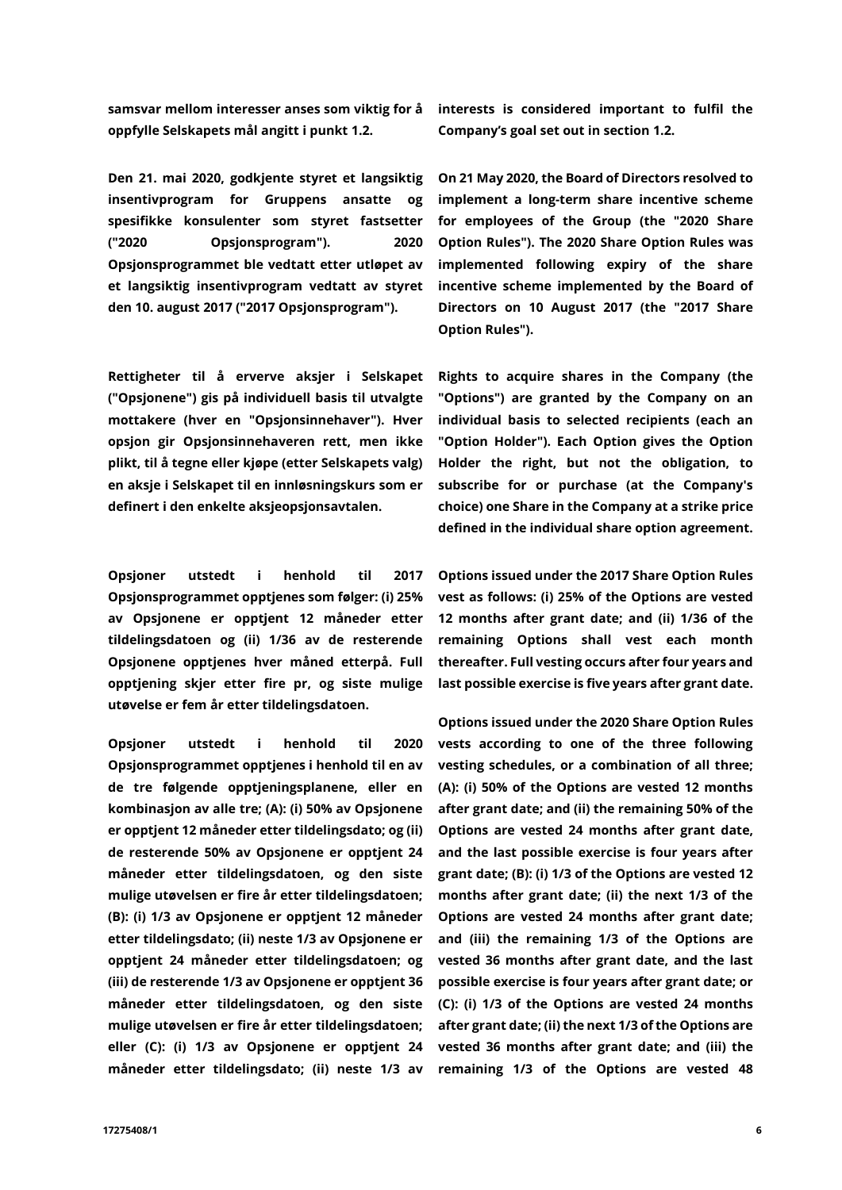**samsvar mellom interesser anses som viktig for å oppfylle Selskapets mål angitt i punkt 1.2.**

**interests is considered important to fulfil the Company's goal set out in section 1.2.**

**Den 21. mai 2020, godkjente styret et langsiktig insentivprogram for Gruppens ansatte og spesifikke konsulenter som styret fastsetter ("2020 Opsjonsprogram"). 2020 Opsjonsprogrammet ble vedtatt etter utløpet av et langsiktig insentivprogram vedtatt av styret den 10. august 2017 ("2017 Opsjonsprogram").**

**On 21 May 2020, the Board of Directors resolved to implement a long-term share incentive scheme for employees of the Group (the "2020 Share Option Rules"). The 2020 Share Option Rules was implemented following expiry of the share incentive scheme implemented by the Board of Directors on 10 August 2017 (the "2017 Share Option Rules").**

**Rettigheter til å erverve aksjer i Selskapet ("Opsjonene") gis på individuell basis til utvalgte mottakere (hver en "Opsjonsinnehaver"). Hver opsjon gir Opsjonsinnehaveren rett, men ikke plikt, til å tegne eller kjøpe (etter Selskapets valg) en aksje i Selskapet til en innløsningskurs som er definert i den enkelte aksjeopsjonsavtalen.**

**Rights to acquire shares in the Company (the "Options") are granted by the Company on an individual basis to selected recipients (each an "Option Holder"). Each Option gives the Option Holder the right, but not the obligation, to subscribe for or purchase (at the Company's choice) one Share in the Company at a strike price defined in the individual share option agreement.**

**Opsjoner utstedt i henhold til 2017 Opsjonsprogrammet opptjenes som følger: (i) 25% av Opsjonene er opptjent 12 måneder etter tildelingsdatoen og (ii) 1/36 av de resterende Opsjonene opptjenes hver måned etterpå. Full opptjening skjer etter fire pr, og siste mulige utøvelse er fem år etter tildelingsdatoen.**

**Options issued under the 2017 Share Option Rules vest as follows: (i) 25% of the Options are vested 12 months after grant date; and (ii) 1/36 of the remaining Options shall vest each month thereafter. Full vesting occurs after four years and last possible exercise is five years after grant date.**

**Opsjoner utstedt i henhold til 2020 Opsjonsprogrammet opptjenes i henhold til en av de tre følgende opptjeningsplanene, eller en kombinasjon av alle tre; (A): (i) 50% av Opsjonene er opptjent 12 måneder etter tildelingsdato; og (ii) de resterende 50% av Opsjonene er opptjent 24 måneder etter tildelingsdatoen, og den siste mulige utøvelsen er fire år etter tildelingsdatoen; (B): (i) 1/3 av Opsjonene er opptjent 12 måneder etter tildelingsdato; (ii) neste 1/3 av Opsjonene er opptjent 24 måneder etter tildelingsdatoen; og (iii) de resterende 1/3 av Opsjonene er opptjent 36 måneder etter tildelingsdatoen, og den siste mulige utøvelsen er fire år etter tildelingsdatoen; eller (C): (i) 1/3 av Opsjonene er opptjent 24 måneder etter tildelingsdato; (ii) neste 1/3 av**

**Options issued under the 2020 Share Option Rules vests according to one of the three following vesting schedules, or a combination of all three; (A): (i) 50% of the Options are vested 12 months after grant date; and (ii) the remaining 50% of the Options are vested 24 months after grant date, and the last possible exercise is four years after grant date; (B): (i) 1/3 of the Options are vested 12 months after grant date; (ii) the next 1/3 of the Options are vested 24 months after grant date; and (iii) the remaining 1/3 of the Options are vested 36 months after grant date, and the last possible exercise is four years after grant date; or (C): (i) 1/3 of the Options are vested 24 months after grant date; (ii) the next 1/3 of the Options are vested 36 months after grant date; and (iii) the remaining 1/3 of the Options are vested 48**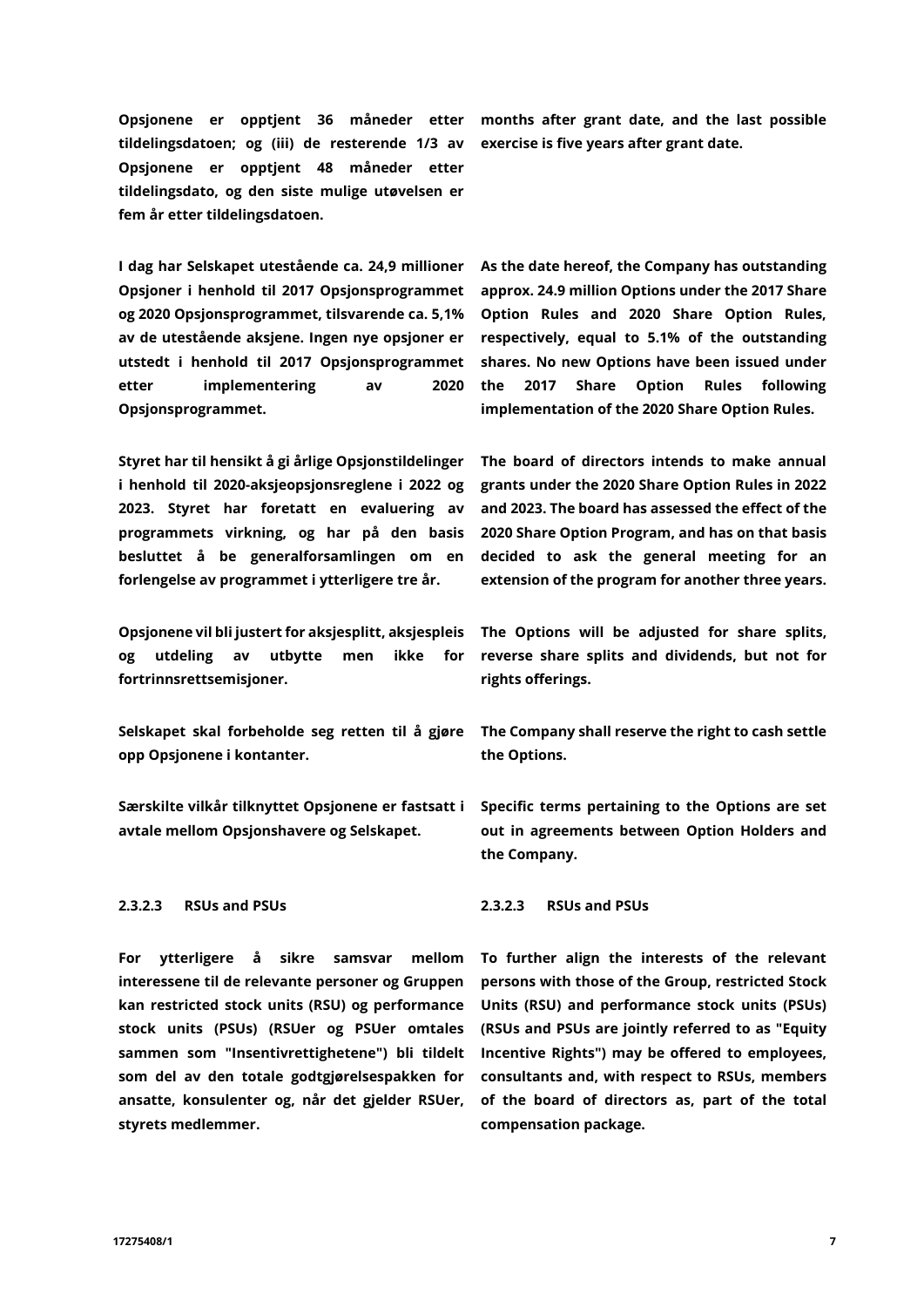**Opsjonene er opptjent 36 måneder etter tildelingsdatoen; og (iii) de resterende 1/3 av Opsjonene er opptjent 48 måneder etter tildelingsdato, og den siste mulige utøvelsen er fem år etter tildelingsdatoen.**

**months after grant date, and the last possible exercise is five years after grant date.**

**I dag har Selskapet utestående ca. 24,9 millioner Opsjoner i henhold til 2017 Opsjonsprogrammet og 2020 Opsjonsprogrammet, tilsvarende ca. 5,1% av de utestående aksjene. Ingen nye opsjoner er utstedt i henhold til 2017 Opsjonsprogrammet etter implementering av 2020 Opsjonsprogrammet.**

**As the date hereof, the Company has outstanding approx. 24.9 million Options under the 2017 Share Option Rules and 2020 Share Option Rules, respectively, equal to 5.1% of the outstanding shares. No new Options have been issued under the 2017 Share Option Rules following implementation of the 2020 Share Option Rules.**

**Styret har til hensikt å gi årlige Opsjonstildelinger i henhold til 2020-aksjeopsjonsreglene i 2022 og 2023. Styret har foretatt en evaluering av programmets virkning, og har på den basis besluttet å be generalforsamlingen om en forlengelse av programmet i ytterligere tre år.**

**The board of directors intends to make annual grants under the 2020 Share Option Rules in 2022 and 2023. The board has assessed the effect of the 2020 Share Option Program, and has on that basis decided to ask the general meeting for an extension of the program for another three years.**

**Opsjonene vil bli justert for aksjesplitt, aksjespleis og utdeling av utbytte men ikke for fortrinnsrettsemisjoner.**

**The Options will be adjusted for share splits, reverse share splits and dividends, but not for rights offerings.**

**Selskapet skal forbeholde seg retten til å gjøre opp Opsjonene i kontanter.**

**The Company shall reserve the right to cash settle the Options.**

**Særskilte vilkår tilknyttet Opsjonene er fastsatt i avtale mellom Opsjonshavere og Selskapet.**

**Specific terms pertaining to the Options are set out in agreements between Option Holders and the Company.**

#### 2.3.2.3 RSUs and PSUs

**For ytterligere å sikre samsvar mellom interessene til de relevante personer og Gruppen kan restricted stock units (RSU) og performance stock units (PSUs) (RSUer og PSUer omtales sammen som "Insentivrettighetene") bli tildelt som del av den totale godtgjørelsespakken for ansatte, konsulenter og, når det gjelder RSUer, styrets medlemmer.**

#### 2.3.2.3 RSUs and PSUs

**To further align the interests of the relevant persons with those of the Group, restricted Stock Units (RSU) and performance stock units (PSUs) (RSUs and PSUs are jointly referred to as "Equity Incentive Rights") may be offered to employees, consultants and, with respect to RSUs, members of the board of directors as, part of the total compensation package.**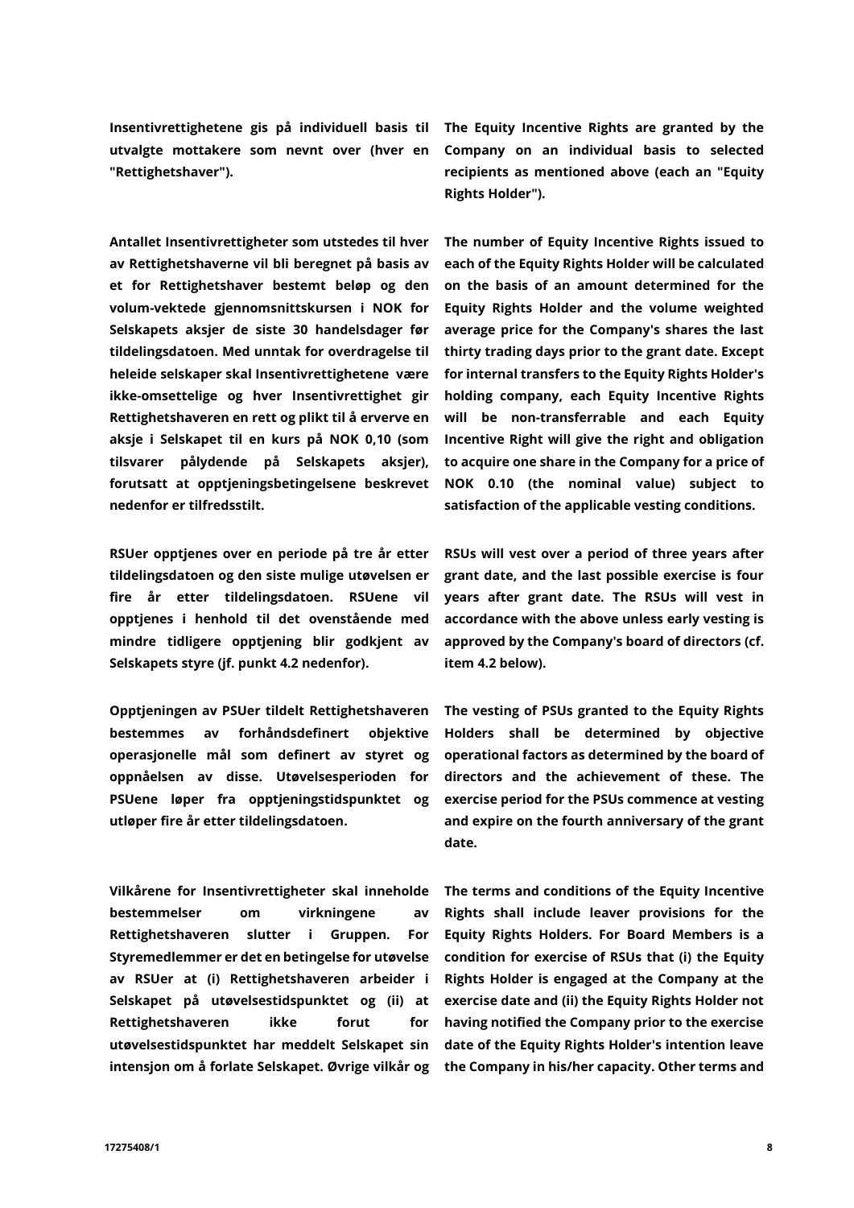**Insentivrettighetene gis på individuell basis til utvalgte mottakere som nevnt over (hver en "Rettighetshaver").**

**The Equity Incentive Rights are granted by the Company on an individual basis to selected recipients as mentioned above (each an "Equity Rights Holder").**

**Antallet Insentivrettigheter som utstedes til hver av Rettighetshaverne vil bli beregnet på basis av et for Rettighetshaver bestemt beløp og den volum-vektede gjennomsnittskursen i NOK for Selskapets aksjer de siste 30 handelsdager før tildelingsdatoen. Med unntak for overdragelse til heleide selskaper skal Insentivrettighetene være ikke-omsettelige og hver Insentivrettighet gir Rettighetshaveren en rett og plikt til å erverve en aksje i Selskapet til en kurs på NOK 0,10 (som tilsvarer pålydende på Selskapets aksjer), forutsatt at opptjeningsbetingelsene beskrevet nedenfor er tilfredsstilt.**

**The number of Equity Incentive Rights issued to each of the Equity Rights Holder will be calculated on the basis of an amount determined for the Equity Rights Holder and the volume weighted average price for the Company's shares the last thirty trading days prior to the grant date. Except for internal transfers to the Equity Rights Holder's holding company, each Equity Incentive Rights will be non-transferrable and each Equity Incentive Right will give the right and obligation to acquire one share in the Company for a price of NOK 0.10 (the nominal value) subject to satisfaction of the applicable vesting conditions.**

**RSUer opptjenes over en periode på tre år etter tildelingsdatoen og den siste mulige utøvelsen er fire år etter tildelingsdatoen. RSUene vil opptjenes i henhold til det ovenstående med mindre tidligere opptjening blir godkjent av Selskapets styre (jf. punkt 4.2 nedenfor).**

**RSUs will vest over a period of three years after grant date, and the last possible exercise is four years after grant date. The RSUs will vest in accordance with the above unless early vesting is approved by the Company's board of directors (cf. item 4.2 below).**

**Opptjeningen av PSUer tildelt Rettighetshaveren bestemmes av forhåndsdefinert objektive operasjonelle mål som definert av styret og oppnåelsen av disse. Utøvelsesperioden for PSUene løper fra opptjeningstidspunktet og utløper fire år etter tildelingsdatoen.**

**The vesting of PSUs granted to the Equity Rights Holders shall be determined by objective operational factors as determined by the board of directors and the achievement of these. The exercise period for the PSUs commence at vesting and expire on the fourth anniversary of the grant date.**

**Vilkårene for Insentivrettigheter skal inneholde bestemmelser om virkningene av Rettighetshaveren slutter i Gruppen. For Styremedlemmer er det en betingelse for utøvelse av RSUer at (i) Rettighetshaveren arbeider i Selskapet på utøvelsestidspunktet og (ii) at Rettighetshaveren ikke forut for utøvelsestidspunktet har meddelt Selskapet sin intensjon om å forlate Selskapet. Øvrige vilkår og**

**The terms and conditions of the Equity Incentive Rights shall include leaver provisions for the Equity Rights Holders. For Board Members is a condition for exercise of RSUs that (i) the Equity Rights Holder is engaged at the Company at the exercise date and (ii) the Equity Rights Holder not having notified the Company prior to the exercise date of the Equity Rights Holder's intention leave the Company in his/her capacity. Other terms and**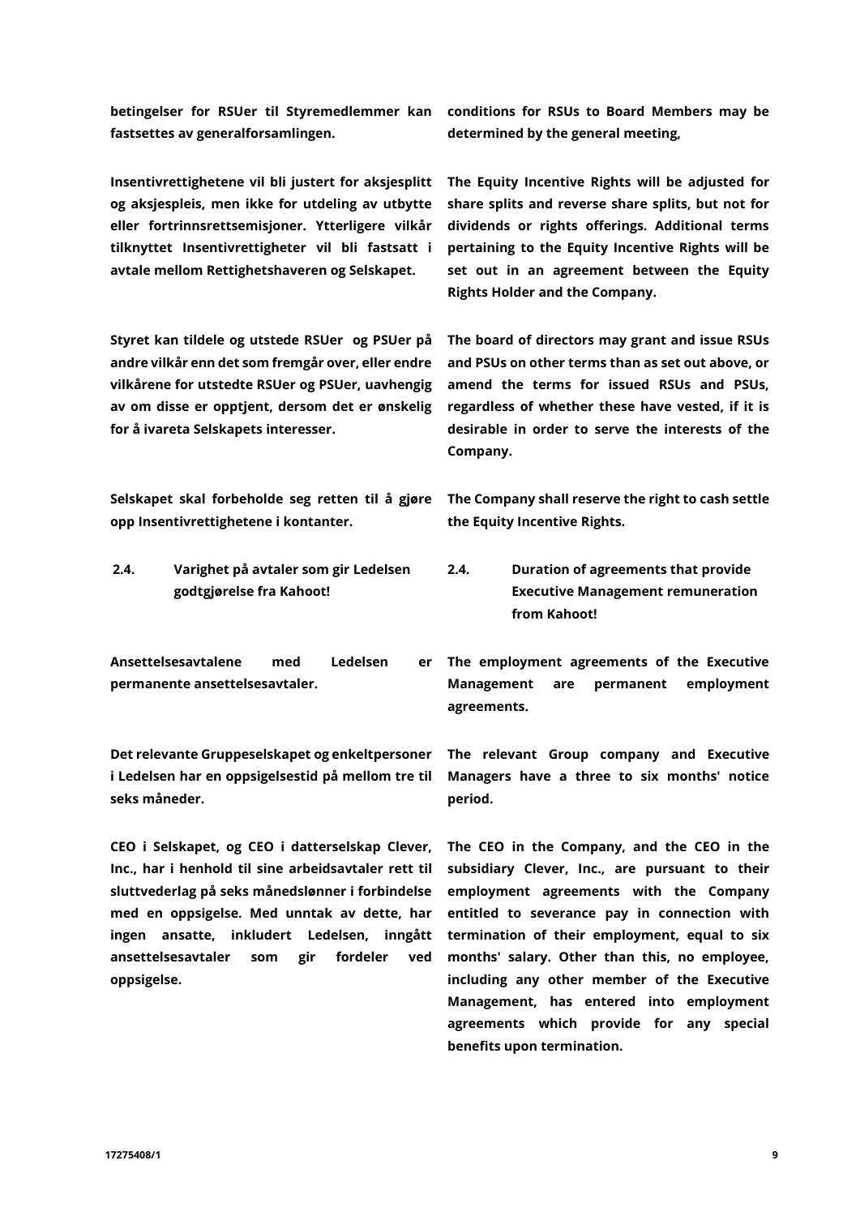**betingelser for RSUer til Styremedlemmer kan fastsettes av generalforsamlingen.**

**conditions for RSUs to Board Members may be determined by the general meeting,**

**Insentivrettighetene vil bli justert for aksjesplitt og aksjespleis, men ikke for utdeling av utbytte eller fortrinnsrettsemisjoner. Ytterligere vilkår tilknyttet Insentivrettigheter vil bli fastsatt i avtale mellom Rettighetshaveren og Selskapet.**

**The Equity Incentive Rights will be adjusted for share splits and reverse share splits, but not for dividends or rights offerings. Additional terms pertaining to the Equity Incentive Rights will be set out in an agreement between the Equity Rights Holder and the Company.**

**Styret kan tildele og utstede RSUer og PSUer på andre vilkår enn det som fremgår over, eller endre vilkårene for utstedte RSUer og PSUer, uavhengig av om disse er opptjent, dersom det er ønskelig for å ivareta Selskapets interesser.**

**The board of directors may grant and issue RSUs and PSUs on other terms than as set out above, or amend the terms for issued RSUs and PSUs, regardless of whether these have vested, if it is desirable in order to serve the interests of the Company.**

**Selskapet skal forbeholde seg retten til å gjøre opp Insentivrettighetene i kontanter.**

**The Company shall reserve the right to cash settle the Equity Incentive Rights.**

## 2.4. Varighet på avtaler som gir Ledelsen godtgjørelse fra Kahoot!

## 2.4. Duration of agreements that provide Executive Management remuneration from Kahoot!

**Ansettelsesavtalene med Ledelsen er permanente ansettelsesavtaler.**

**The employment agreements of the Executive Management are permanent employment agreements.**

**Det relevante Gruppeselskapet og enkeltpersoner i Ledelsen har en oppsigelsestid på mellom tre til seks måneder.**

**The relevant Group company and Executive Managers have a three to six months' notice period.**

**CEO i Selskapet, og CEO i datterselskap Clever, Inc., har i henhold til sine arbeidsavtaler rett til sluttvederlag på seks månedslønner i forbindelse med en oppsigelse. Med unntak av dette, har ingen ansatte, inkludert Ledelsen, inngått ansettelsesavtaler som gir fordeler ved oppsigelse.**

**The CEO in the Company, and the CEO in the subsidiary Clever, Inc., are pursuant to their employment agreements with the Company entitled to severance pay in connection with termination of their employment, equal to six months' salary. Other than this, no employee, including any other member of the Executive Management, has entered into employment agreements which provide for any special benefits upon termination.**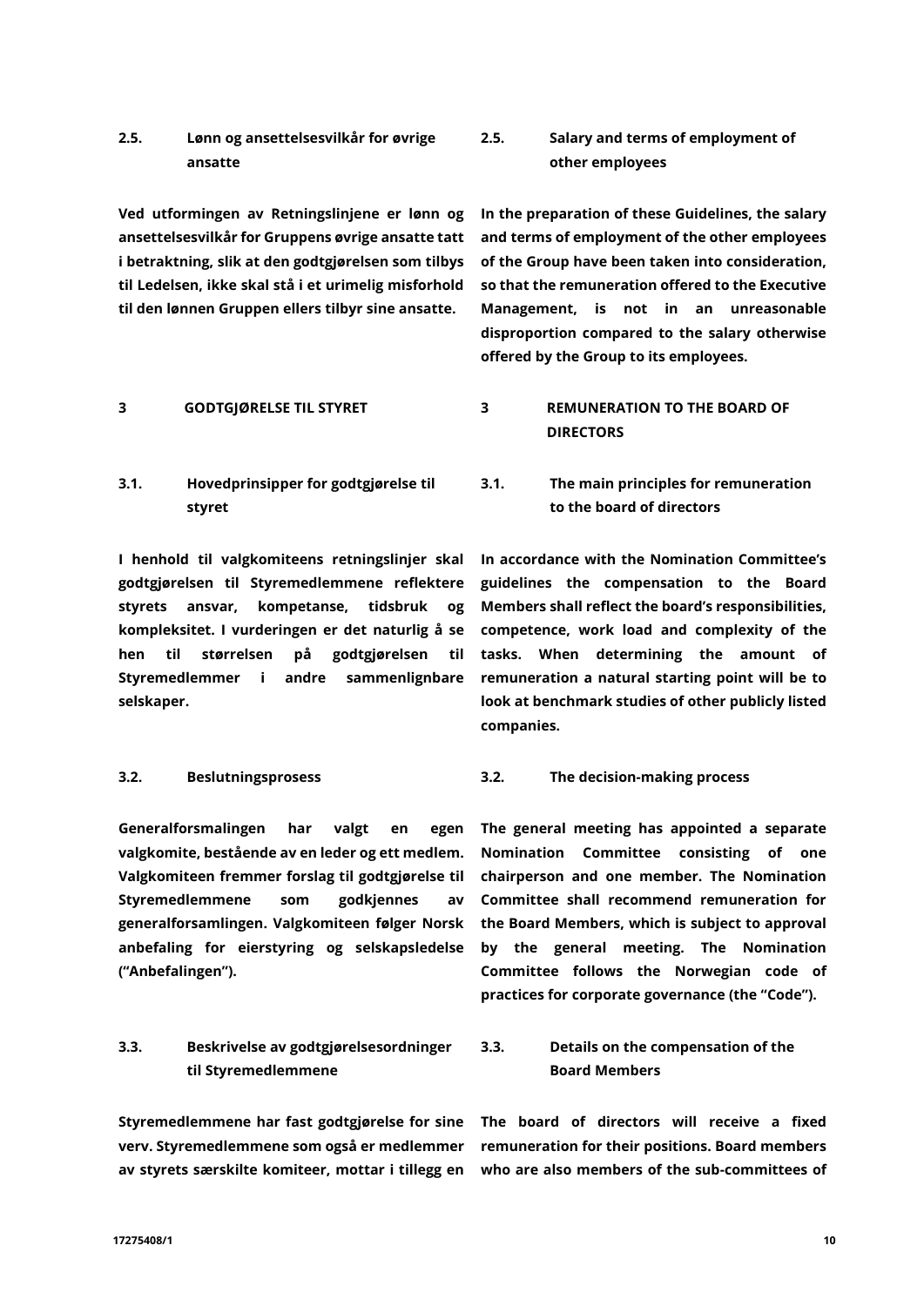| | |
|---|---|
| **2.5. Lønn og ansettelsesvilkår for øvrige ansatte** | **2.5. Salary and terms of employment of other employees** |
| **Ved utformingen av Retningslinjene er lønn og ansettelsesvilkår for Gruppens øvrige ansatte tatt i betraktning, slik at den godtgjørelsen som tilbys til Ledelsen, ikke skal stå i et urimelig misforhold til den lønnen Gruppen ellers tilbyr sine ansatte.** | **In the preparation of these Guidelines, the salary and terms of employment of the other employees of the Group have been taken into consideration, so that the remuneration offered to the Executive Management, is not in an unreasonable disproportion compared to the salary otherwise offered by the Group to its employees.** |
| **3 GODTGJØRELSE TIL STYRET** | **3 REMUNERATION TO THE BOARD OF DIRECTORS** |
| **3.1. Hovedprinsipper for godtgjørelse til styret** | **3.1. The main principles for remuneration to the board of directors** |
| **I henhold til valgkomiteens retningslinjer skal godtgjørelsen til Styremedlemmene reflektere styrets ansvar, kompetanse, tidsbruk og kompleksitet. I vurderingen er det naturlig å se hen til størrelsen på godtgjørelsen til Styremedlemmer i andre sammenlignbare selskaper.** | **In accordance with the Nomination Committee's guidelines the compensation to the Board Members shall reflect the board's responsibilities, competence, work load and complexity of the tasks. When determining the amount of remuneration a natural starting point will be to look at benchmark studies of other publicly listed companies.** |
| **3.2. Beslutningsprosess** | **3.2. The decision-making process** |
| **Generalforsmalingen har valgt en egen valgkomite, bestående av en leder og ett medlem. Valgkomiteen fremmer forslag til godtgjørelse til Styremedlemmene som godkjennes av generalforsamlingen. Valgkomiteen følger Norsk anbefaling for eierstyring og selskapsledelse ("Anbefalingen").** | **The general meeting has appointed a separate Nomination Committee consisting of one chairperson and one member. The Nomination Committee shall recommend remuneration for the Board Members, which is subject to approval by the general meeting. The Nomination Committee follows the Norwegian code of practices for corporate governance (the "Code").** |
| **3.3. Beskrivelse av godtgjørelsesordninger til Styremedlemmene** | **3.3. Details on the compensation of the Board Members** |
| **Styremedlemmene har fast godtgjørelse for sine verv. Styremedlemmene som også er medlemmer av styrets særskilte komiteer, mottar i tillegg en** | **The board of directors will receive a fixed remuneration for their positions. Board members who are also members of the sub-committees of** |

17275408/1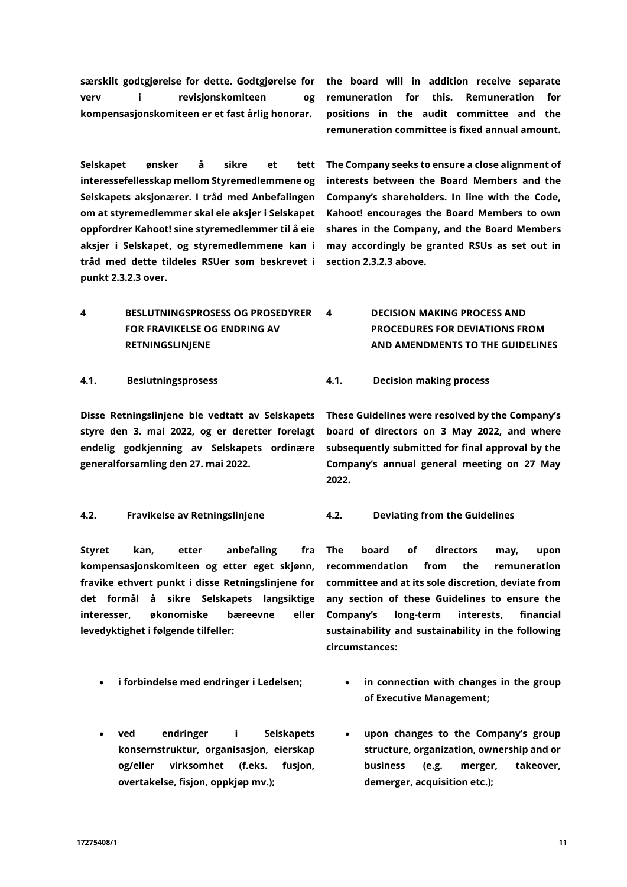**særskilt godtgjørelse for dette. Godtgjørelse for verv i revisjonskomiteen og kompensasjonskomiteen er et fast årlig honorar.**

**the board will in addition receive separate remuneration for this. Remuneration for positions in the audit committee and the remuneration committee is fixed annual amount.**

**Selskapet ønsker å sikre et tett interessefellesskap mellom Styremedlemmene og Selskapets aksjonærer. I tråd med Anbefalingen om at styremedlemmer skal eie aksjer i Selskapet oppfordrer Kahoot! sine styremedlemmer til å eie aksjer i Selskapet, og styremedlemmene kan i tråd med dette tildeles RSUer som beskrevet i punkt 2.3.2.3 over.**

**The Company seeks to ensure a close alignment of interests between the Board Members and the Company's shareholders. In line with the Code, Kahoot! encourages the Board Members to own shares in the Company, and the Board Members may accordingly be granted RSUs as set out in section 2.3.2.3 above.**

## 4 BESLUTNINGSPROSESS OG PROSEDYRER FOR FRAVIKELSE OG ENDRING AV RETNINGSLINJENE

## 4 DECISION MAKING PROCESS AND PROCEDURES FOR DEVIATIONS FROM AND AMENDMENTS TO THE GUIDELINES

### 4.1. Beslutningsprosess

### 4.1. Decision making process

**Disse Retningslinjene ble vedtatt av Selskapets styre den 3. mai 2022, og er deretter forelagt endelig godkjenning av Selskapets ordinære generalforsamling den 27. mai 2022.**

**These Guidelines were resolved by the Company's board of directors on 3 May 2022, and where subsequently submitted for final approval by the Company's annual general meeting on 27 May 2022.**

### 4.2. Fravikelse av Retningslinjene

### 4.2. Deviating from the Guidelines

**Styret kan, etter anbefaling fra kompensasjonskomiteen og etter eget skjønn, fravike ethvert punkt i disse Retningslinjene for det formål å sikre Selskapets langsiktige interesser, økonomiske bæreevne eller levedyktighet i følgende tilfeller:**

- **i forbindelse med endringer i Ledelsen;**
- **ved endringer i Selskapets konsernstruktur, organisasjon, eierskap og/eller virksomhet (f.eks. fusjon, overtakelse, fisjon, oppkjøp mv.);**

**The board of directors may, upon recommendation from the remuneration committee and at its sole discretion, deviate from any section of these Guidelines to ensure the Company's long-term interests, financial sustainability and sustainability in the following circumstances:**

- **in connection with changes in the group of Executive Management;**
- **upon changes to the Company's group structure, organization, ownership and or business (e.g. merger, takeover, demerger, acquisition etc.);**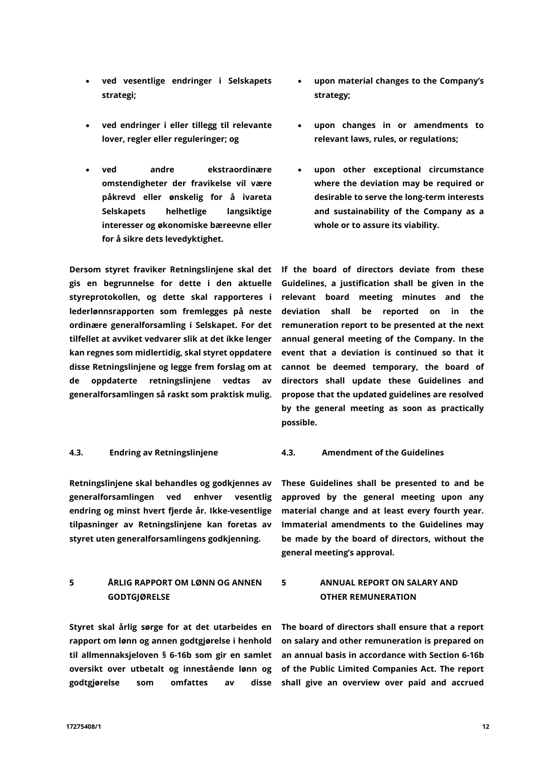- **ved vesentlige endringer i Selskapets strategi;**
- **ved endringer i eller tillegg til relevante lover, regler eller reguleringer; og**
- **ved andre ekstraordinære omstendigheter der fravikelse vil være påkrevd eller ønskelig for å ivareta Selskapets helhetlige langsiktige interesser og økonomiske bæreevne eller for å sikre dets levedyktighet.**

**Dersom styret fraviker Retningslinjene skal det gis en begrunnelse for dette i den aktuelle styreprotokollen, og dette skal rapporteres i lederlønnsrapporten som fremlegges på neste ordinære generalforsamling i Selskapet. For det tilfellet at avviket vedvarer slik at det ikke lenger kan regnes som midlertidig, skal styret oppdatere disse Retningslinjene og legge frem forslag om at de oppdaterte retningslinjene vedtas av generalforsamlingen så raskt som praktisk mulig.**

- **upon material changes to the Company's strategy;**
- **upon changes in or amendments to relevant laws, rules, or regulations;**
- **upon other exceptional circumstance where the deviation may be required or desirable to serve the long-term interests and sustainability of the Company as a whole or to assure its viability.**

**If the board of directors deviate from these Guidelines, a justification shall be given in the relevant board meeting minutes and the deviation shall be reported on in the remuneration report to be presented at the next annual general meeting of the Company. In the event that a deviation is continued so that it cannot be deemed temporary, the board of directors shall update these Guidelines and propose that the updated guidelines are resolved by the general meeting as soon as practically possible.**

### 4.3. Endring av Retningslinjene

**Retningslinjene skal behandles og godkjennes av generalforsamlingen ved enhver vesentlig endring og minst hvert fjerde år. Ikke-vesentlige tilpasninger av Retningslinjene kan foretas av styret uten generalforsamlingens godkjenning.**

### 4.3. Amendment of the Guidelines

**These Guidelines shall be presented to and be approved by the general meeting upon any material change and at least every fourth year. Immaterial amendments to the Guidelines may be made by the board of directors, without the general meeting's approval.**

## 5 ÅRLIG RAPPORT OM LØNN OG ANNEN GODTGJØRELSE

**Styret skal årlig sørge for at det utarbeides en rapport om lønn og annen godtgjørelse i henhold til allmennaksjeloven § 6-16b som gir en samlet oversikt over utbetalt og innestående lønn og godtgjørelse som omfattes av disse**

## 5 ANNUAL REPORT ON SALARY AND OTHER REMUNERATION

**The board of directors shall ensure that a report on salary and other remuneration is prepared on an annual basis in accordance with Section 6-16b of the Public Limited Companies Act. The report shall give an overview over paid and accrued**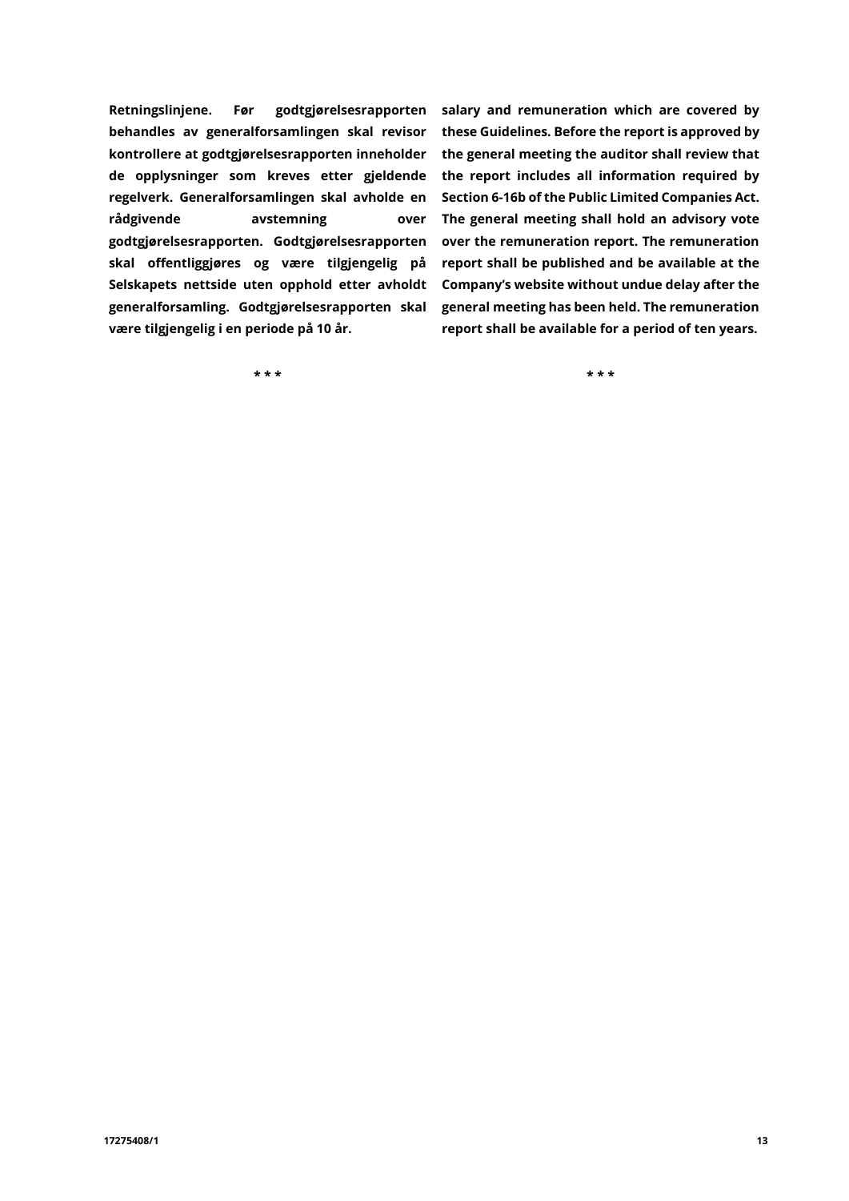**Retningslinjene. Før godtgjørelsesrapporten behandles av generalforsamlingen skal revisor kontrollere at godtgjørelsesrapporten inneholder de opplysninger som kreves etter gjeldende regelverk. Generalforsamlingen skal avholde en rådgivende avstemning over godtgjørelsesrapporten. Godtgjørelsesrapporten skal offentliggjøres og være tilgjengelig på Selskapets nettside uten opphold etter avholdt generalforsamling. Godtgjørelsesrapporten skal være tilgjengelig i en periode på 10 år.**

* * *

**salary and remuneration which are covered by these Guidelines. Before the report is approved by the general meeting the auditor shall review that the report includes all information required by Section 6-16b of the Public Limited Companies Act. The general meeting shall hold an advisory vote over the remuneration report. The remuneration report shall be published and be available at the Company's website without undue delay after the general meeting has been held. The remuneration report shall be available for a period of ten years.**

* * *

17275408/1